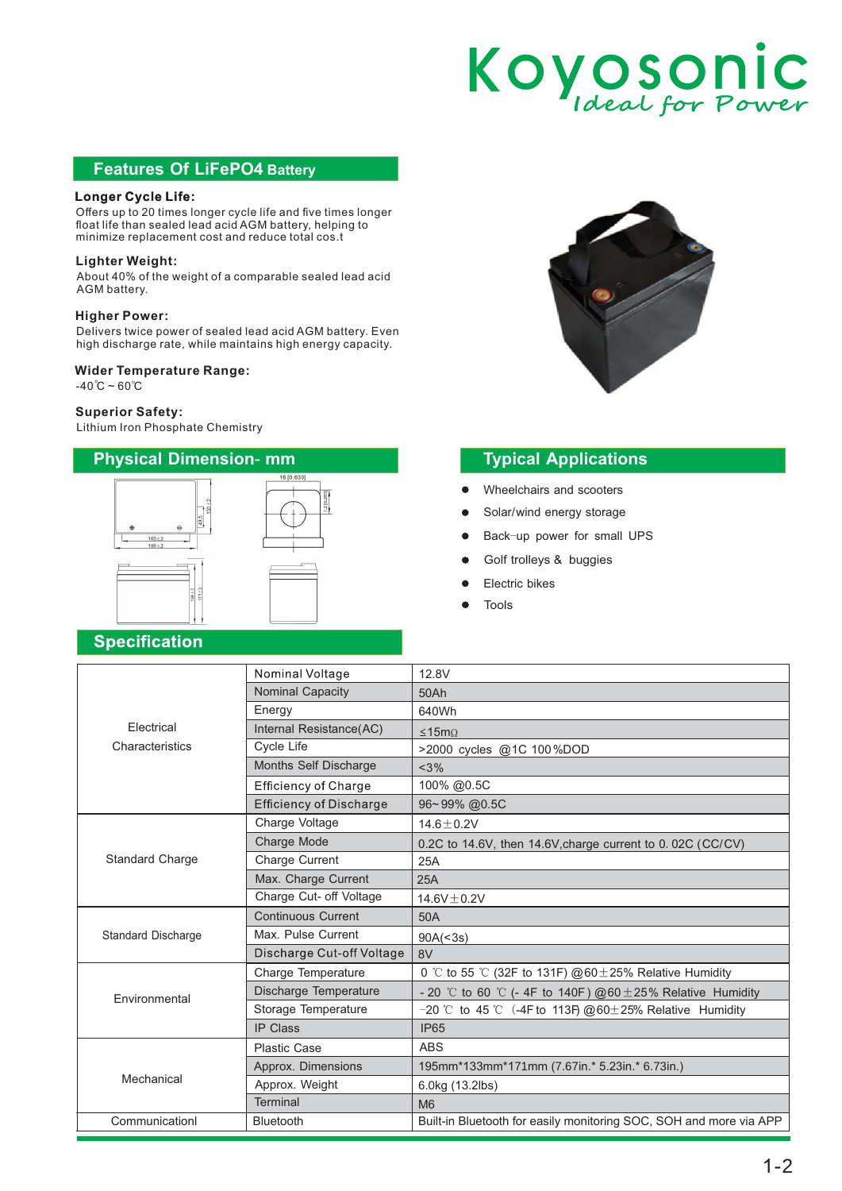# Koyosonic

*Ideal for Power*

## Features Of LiFePO4 Battery

**Longer Cycle Life:**
Offers up to 20 times longer cycle life and five times longer float life than sealed lead acid AGM battery, helping to minimize replacement cost and reduce total cos.t

**Lighter Weight:**
About 40% of the weight of a comparable sealed lead acid AGM battery.

**Higher Power:**
Delivers twice power of sealed lead acid AGM battery. Even high discharge rate, while maintains high energy capacity.

**Wider Temperature Range:**
-40℃ ~ 60℃

**Superior Safety:**
Lithium Iron Phosphate Chemistry

## Physical Dimension- mm

## Typical Applications

- Wheelchairs and scooters
- Solar/wind energy storage
- Back-up power for small UPS
- Golf trolleys & buggies
- Electric bikes
- Tools

## Specification

| | | |
|---|---|---|
| Electrical Characteristics | Nominal Voltage | 12.8V |
| | Nominal Capacity | 50Ah |
| | Energy | 640Wh |
| | Internal Resistance(AC) | ≤15mΩ |
| | Cycle Life | >2000 cycles @1C 100%DOD |
| | Months Self Discharge | <3% |
| | Efficiency of Charge | 100% @0.5C |
| | Efficiency of Discharge | 96~99% @0.5C |
| Standard Charge | Charge Voltage | 14.6±0.2V |
| | Charge Mode | 0.2C to 14.6V, then 14.6V,charge current to 0.02C (CC/CV) |
| | Charge Current | 25A |
| | Max. Charge Current | 25A |
| | Charge Cut- off Voltage | 14.6V±0.2V |
| Standard Discharge | Continuous Current | 50A |
| | Max. Pulse Current | 90A(<3s) |
| | Discharge Cut-off Voltage | 8V |
| Environmental | Charge Temperature | 0 ℃ to 55 ℃ (32F to 131F) @60±25% Relative Humidity |
| | Discharge Temperature | -20 ℃ to 60 ℃ (-4F to 140F) @60±25% Relative Humidity |
| | Storage Temperature | -20 ℃ to 45 ℃ (-4F to 113F) @60±25% Relative Humidity |
| | IP Class | IP65 |
| Mechanical | Plastic Case | ABS |
| | Approx. Dimensions | 195mm*133mm*171mm (7.67in.* 5.23in.* 6.73in.) |
| | Approx. Weight | 6.0kg (13.2lbs) |
| | Terminal | M6 |
| Communicationl | Bluetooth | Built-in Bluetooth for easily monitoring SOC, SOH and more via APP |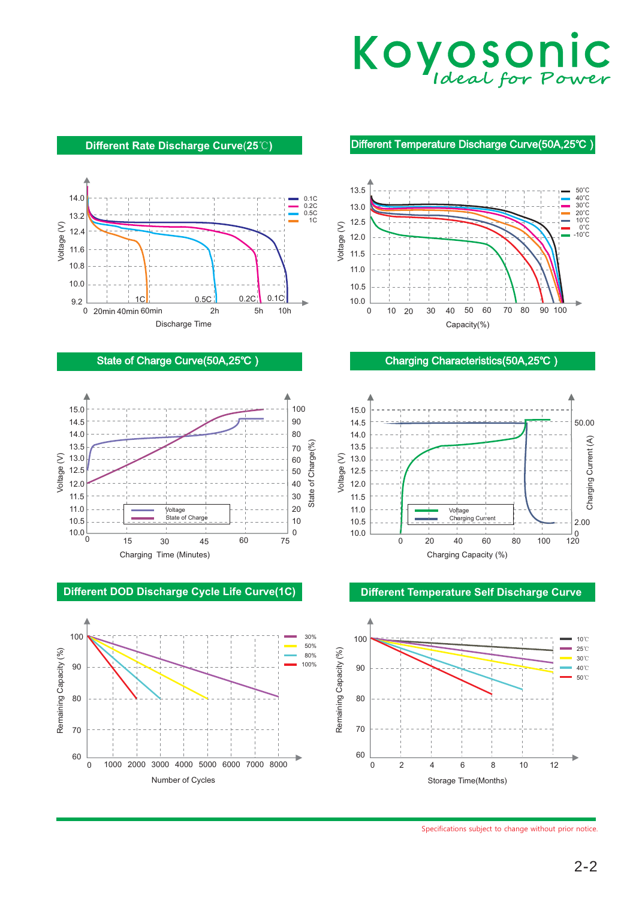Koyosonic
Ideal for Power

## Different Rate Discharge Curve(25℃)

14.0
13.2
12.4
11.6
10.8
10.0
9.2
Voltage (V)
0 20min 40min 60min 2h 5h 10h
Discharge Time
1C 0.5C 0.2C 0.1C
0.1C
0.2C
0.5C
1C

## Different Temperature Discharge Curve(50A,25℃ )

13.5
13.0
12.5
12.0
11.5
11.0
10.5
10.0
Voltage (V)
0 10 20 30 40 50 60 70 80 90 100
Capacity(%)
50℃
40℃
30℃
20℃
10℃
0℃
-10℃

## State of Charge Curve(50A,25℃ )

15.0
14.5
14.0
13.5
13.0
12.5
12.0
11.5
11.0
10.5
10.0
Voltage (V)
100
90
80
70
60
50
40
30
20
10
0
State of Charge(%)
0 15 30 45 60 75
Charging Time (Minutes)
Voltage
State of Charge

## Charging Characteristics(50A,25℃ )

15.0
14.5
14.0
13.5
13.0
12.5
12.0
11.5
11.0
10.5
10.0
Voltage (V)
50.00
2.00
0
Charging Current (A)
0 20 40 60 80 100 120
Charging Capacity (%)
Voltage
Charging Current

## Different DOD Discharge Cycle Life Curve(1C)

100
90
80
70
60
Remaining Capacity (%)
0 1000 2000 3000 4000 5000 6000 7000 8000
Number of Cycles
30%
50%
80%
100%

## Different Temperature Self Discharge Curve

100
90
80
70
60
Remaining Capacity (%)
0 2 4 6 8 10 12
Storage Time(Months)
10℃
25℃
30℃
40℃
50℃

Specifications subject to change without prior notice.